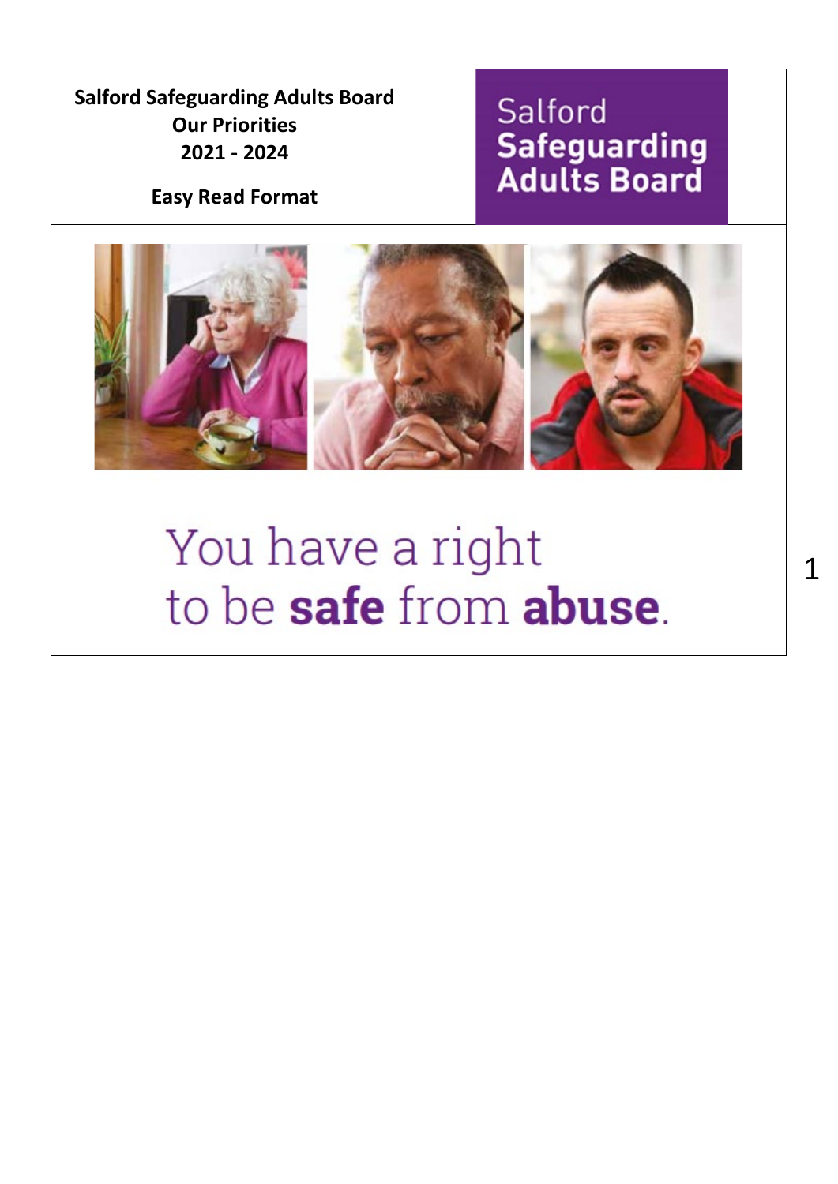# Salford Safeguarding Adults Board
## Our Priorities
## 2021 - 2024

**Easy Read Format**

Salford
**Safeguarding Adults Board**

You have a right to be **safe** from **abuse**.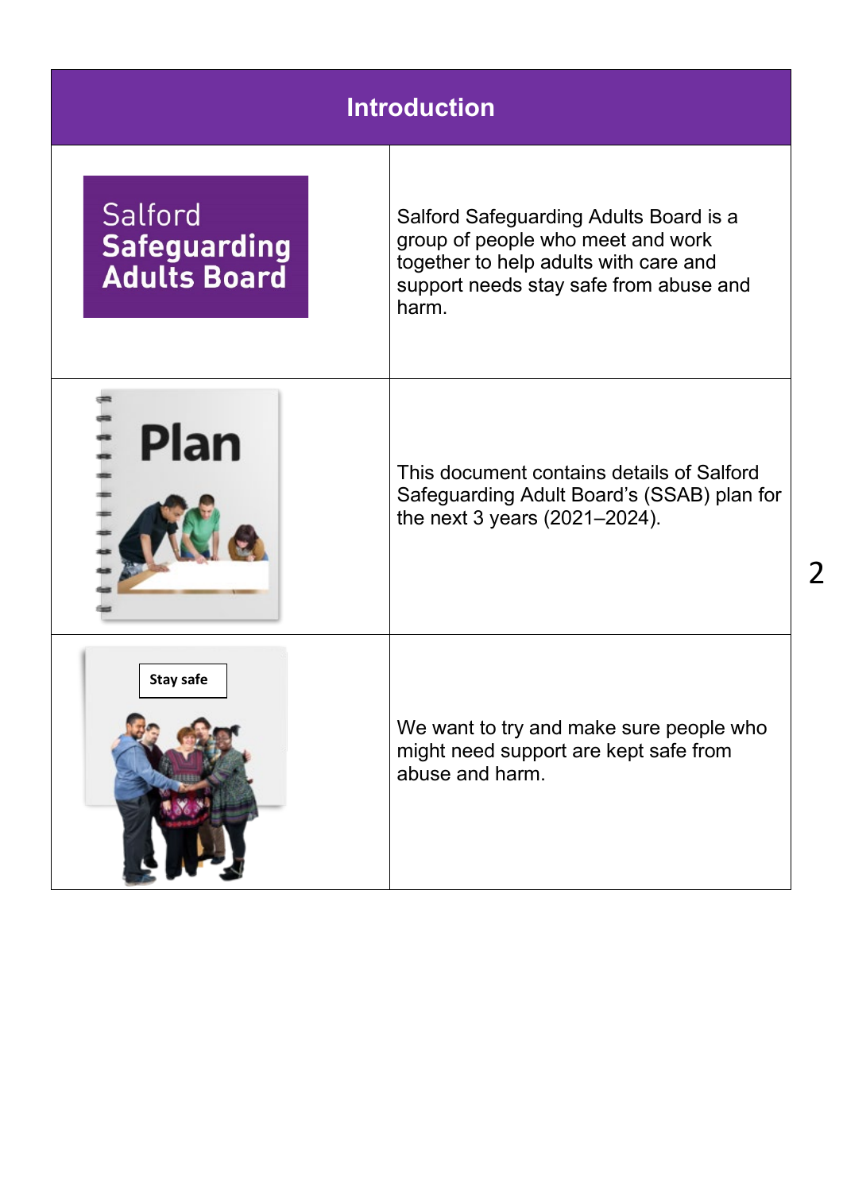## Introduction

| | |
|---|---|
| Salford Safeguarding Adults Board | Salford Safeguarding Adults Board is a group of people who meet and work together to help adults with care and support needs stay safe from abuse and harm. |
| Plan | This document contains details of Salford Safeguarding Adult Board's (SSAB) plan for the next 3 years (2021–2024). |
| Stay safe | We want to try and make sure people who might need support are kept safe from abuse and harm. |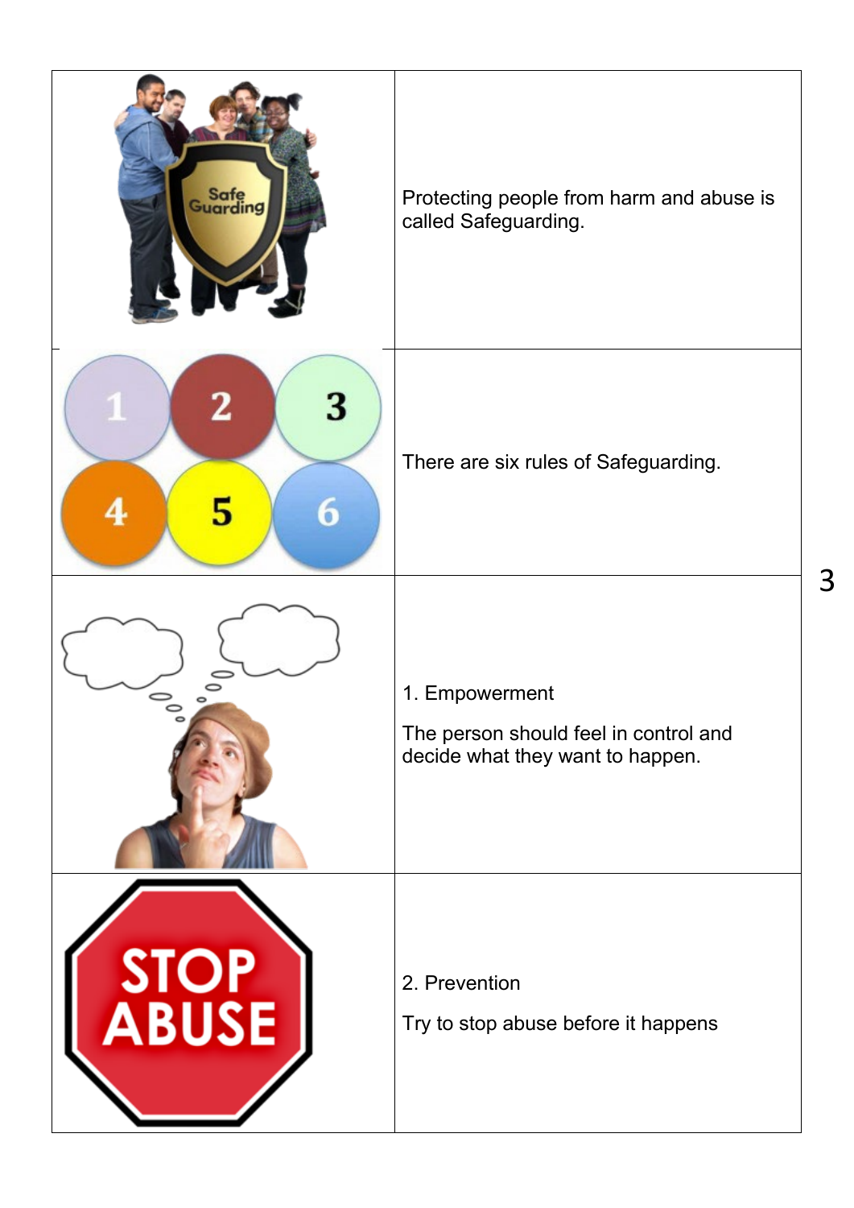Protecting people from harm and abuse is called Safeguarding.

There are six rules of Safeguarding.

1. Empowerment

The person should feel in control and decide what they want to happen.

2. Prevention

Try to stop abuse before it happens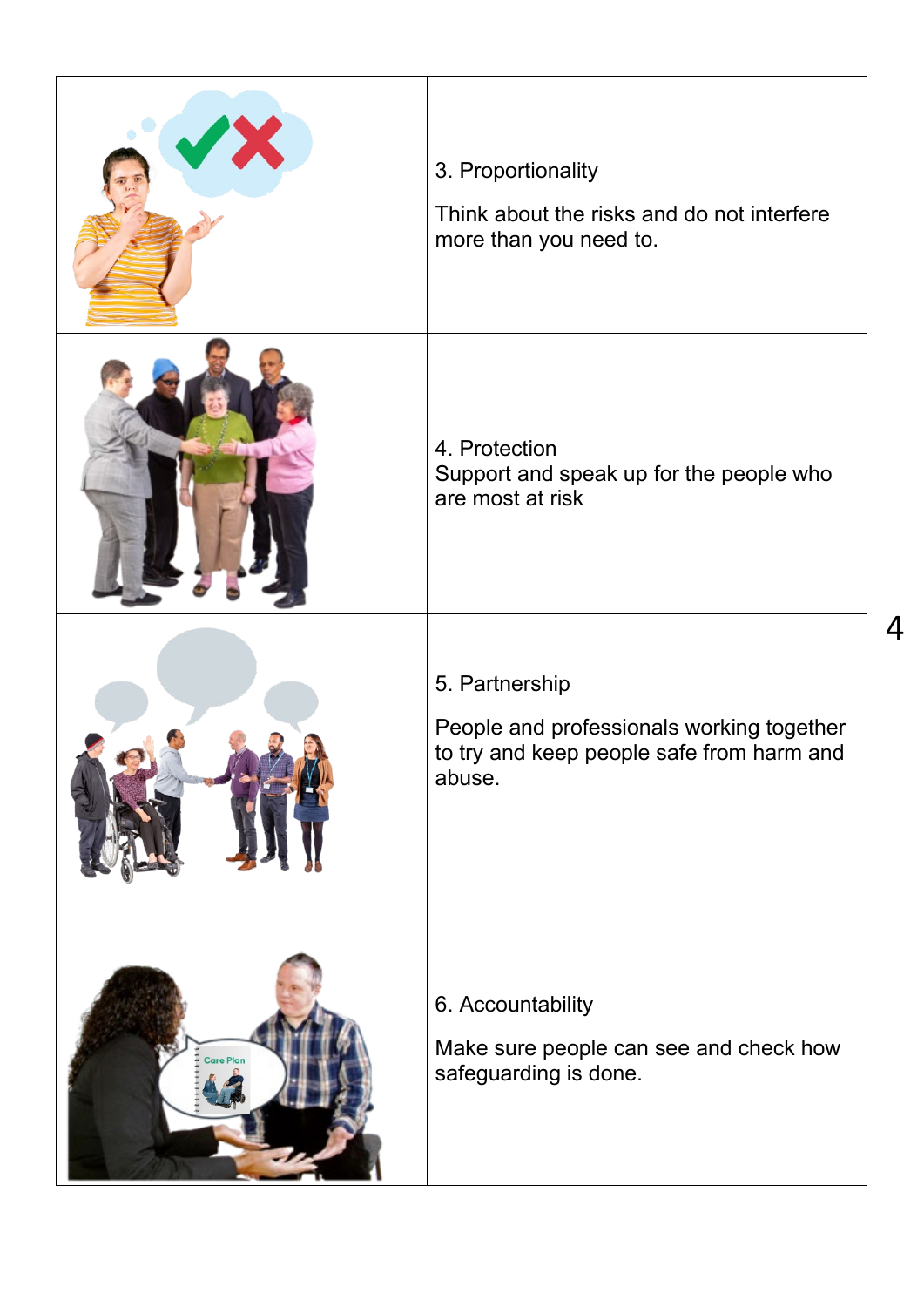3. Proportionality

Think about the risks and do not interfere more than you need to.

4. Protection
Support and speak up for the people who are most at risk

5. Partnership

People and professionals working together to try and keep people safe from harm and abuse.

6. Accountability

Make sure people can see and check how safeguarding is done.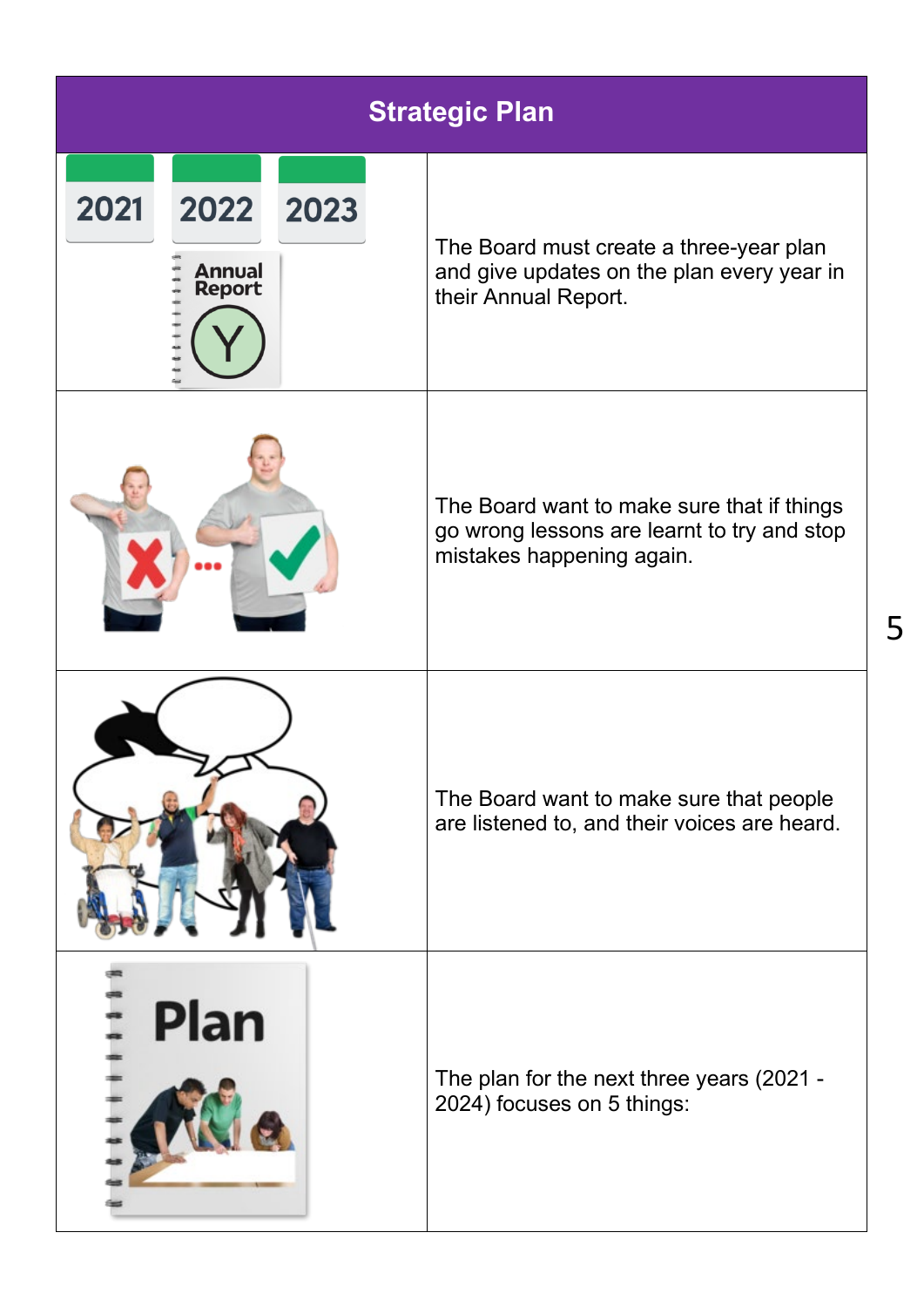## Strategic Plan

The Board must create a three-year plan and give updates on the plan every year in their Annual Report.

The Board want to make sure that if things go wrong lessons are learnt to try and stop mistakes happening again.

The Board want to make sure that people are listened to, and their voices are heard.

The plan for the next three years (2021 - 2024) focuses on 5 things: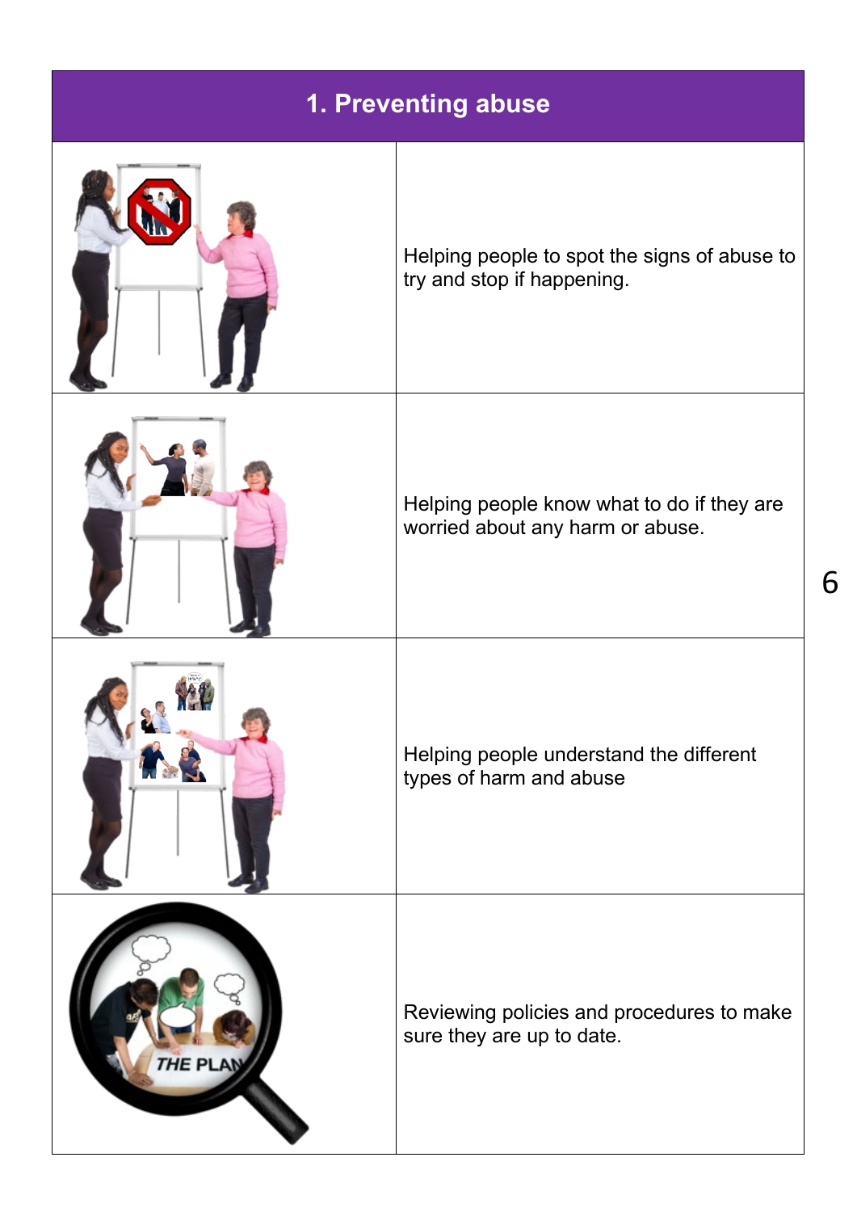# 1. Preventing abuse

| | |
|---|---|
| | Helping people to spot the signs of abuse to try and stop if happening. |
| | Helping people know what to do if they are worried about any harm or abuse. |
| | Helping people understand the different types of harm and abuse |
| | Reviewing policies and procedures to make sure they are up to date. |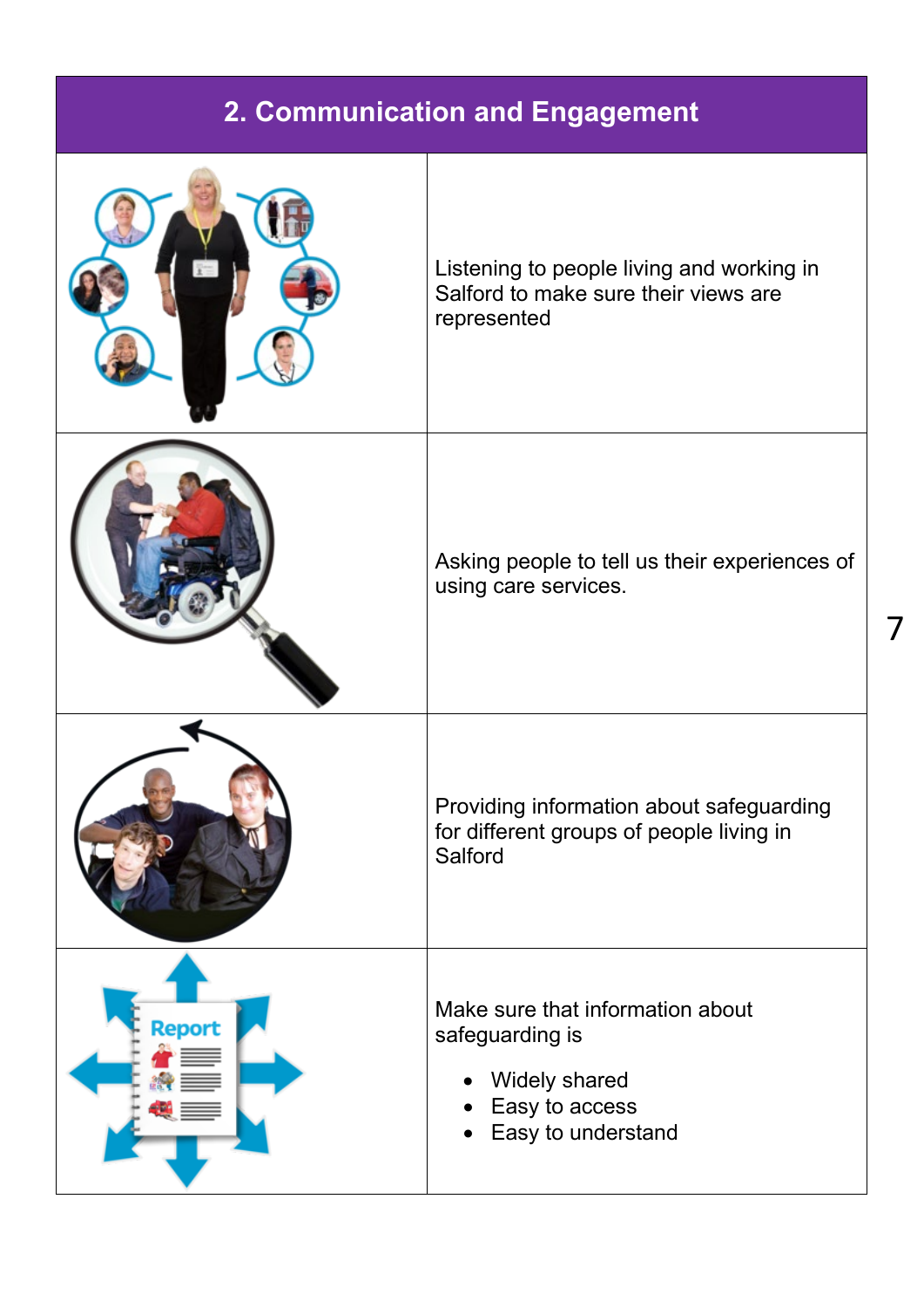## 2. Communication and Engagement

Listening to people living and working in Salford to make sure their views are represented

Asking people to tell us their experiences of using care services.

Providing information about safeguarding for different groups of people living in Salford

Make sure that information about safeguarding is

- Widely shared
- Easy to access
- Easy to understand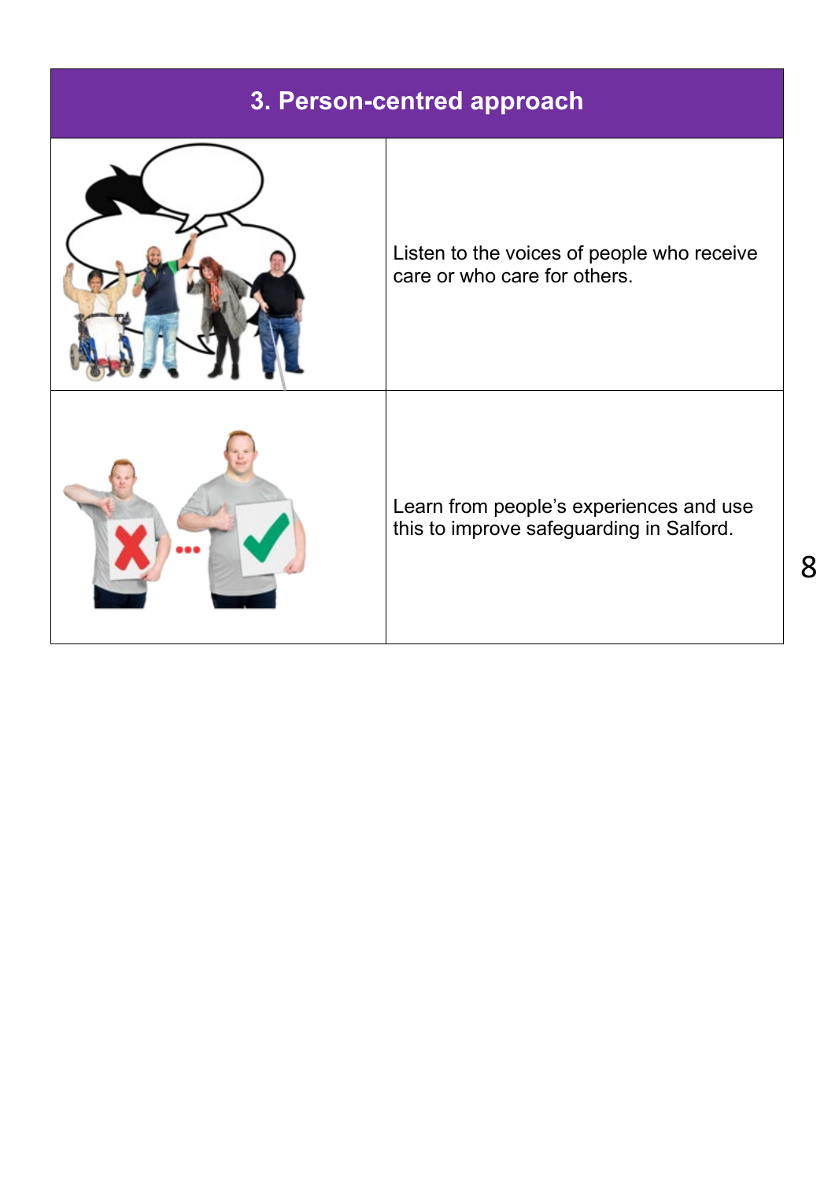## 3. Person-centred approach

Listen to the voices of people who receive care or who care for others.

Learn from people's experiences and use this to improve safeguarding in Salford.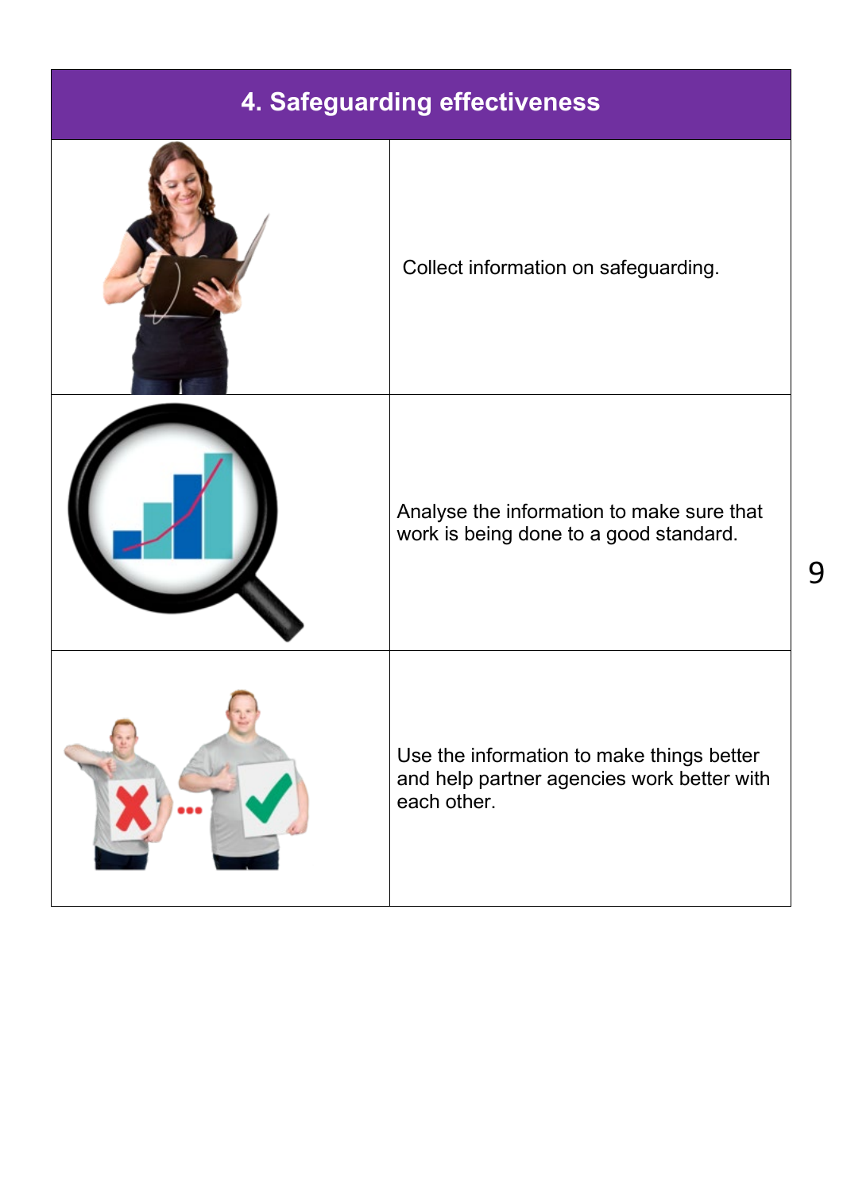## 4. Safeguarding effectiveness

Collect information on safeguarding.

Analyse the information to make sure that work is being done to a good standard.

Use the information to make things better and help partner agencies work better with each other.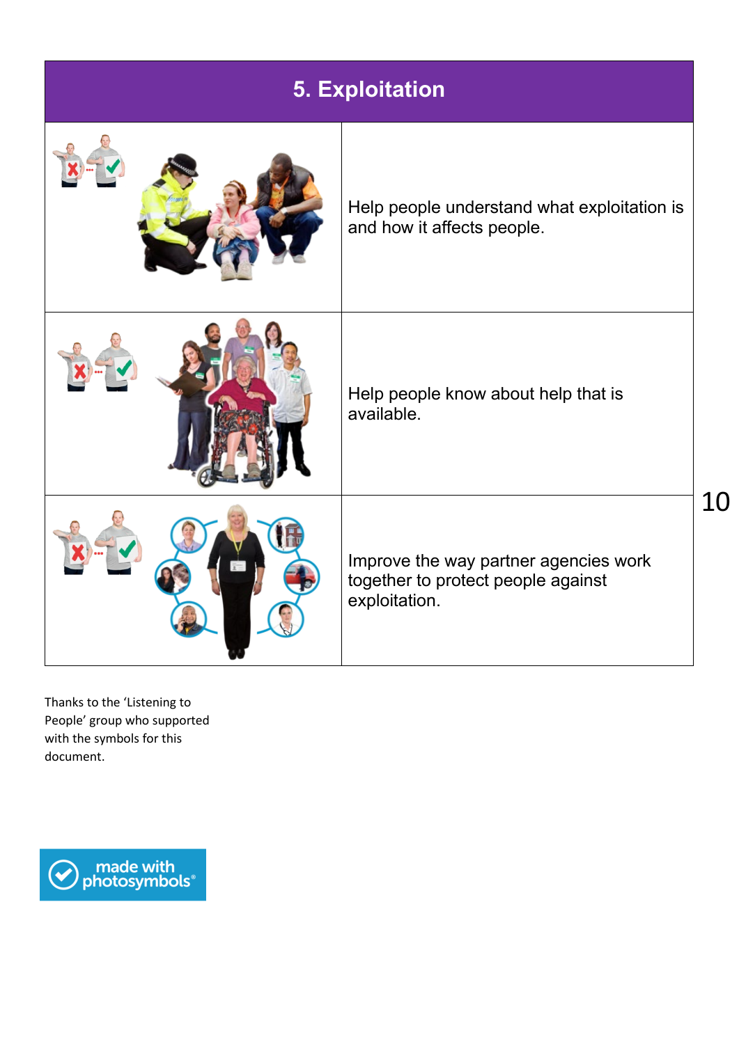## 5. Exploitation

| | |
|---|---|
| | Help people understand what exploitation is and how it affects people. |
| | Help people know about help that is available. |
| | Improve the way partner agencies work together to protect people against exploitation. |

Thanks to the 'Listening to People' group who supported with the symbols for this document.

made with photosymbols®